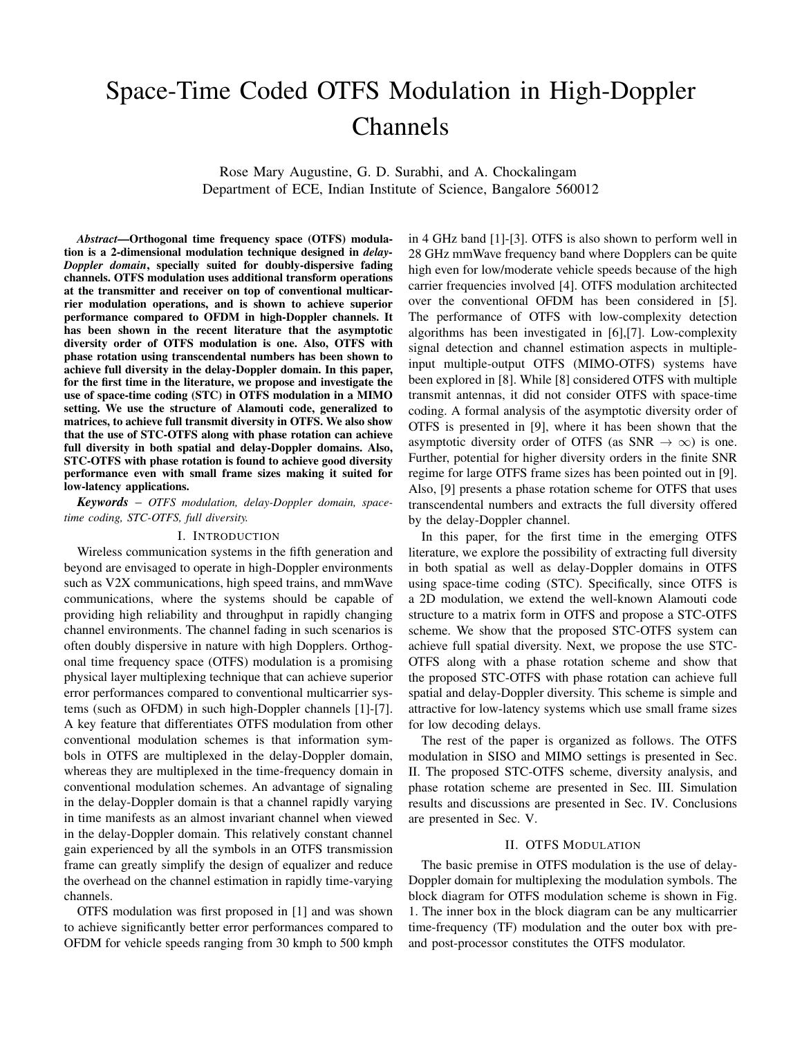# Space-Time Coded OTFS Modulation in High-Doppler Channels

Rose Mary Augustine, G. D. Surabhi, and A. Chockalingam
Department of ECE, Indian Institute of Science, Bangalore 560012

***Abstract*—Orthogonal time frequency space (OTFS) modulation is a 2-dimensional modulation technique designed in *delay-Doppler domain*, specially suited for doubly-dispersive fading channels. OTFS modulation uses additional transform operations at the transmitter and receiver on top of conventional multicarrier modulation operations, and is shown to achieve superior performance compared to OFDM in high-Doppler channels. It has been shown in the recent literature that the asymptotic diversity order of OTFS modulation is one. Also, OTFS with phase rotation using transcendental numbers has been shown to achieve full diversity in the delay-Doppler domain. In this paper, for the first time in the literature, we propose and investigate the use of space-time coding (STC) in OTFS modulation in a MIMO setting. We use the structure of Alamouti code, generalized to matrices, to achieve full transmit diversity in OTFS. We also show that the use of STC-OTFS along with phase rotation can achieve full diversity in both spatial and delay-Doppler domains. Also, STC-OTFS with phase rotation is found to achieve good diversity performance even with small frame sizes making it suited for low-latency applications.**

***Keywords*** – *OTFS modulation, delay-Doppler domain, space-time coding, STC-OTFS, full diversity.*

## I. Introduction

Wireless communication systems in the fifth generation and beyond are envisaged to operate in high-Doppler environments such as V2X communications, high speed trains, and mmWave communications, where the systems should be capable of providing high reliability and throughput in rapidly changing channel environments. The channel fading in such scenarios is often doubly dispersive in nature with high Dopplers. Orthogonal time frequency space (OTFS) modulation is a promising physical layer multiplexing technique that can achieve superior error performances compared to conventional multicarrier systems (such as OFDM) in such high-Doppler channels [1]-[7]. A key feature that differentiates OTFS modulation from other conventional modulation schemes is that information symbols in OTFS are multiplexed in the delay-Doppler domain, whereas they are multiplexed in the time-frequency domain in conventional modulation schemes. An advantage of signaling in the delay-Doppler domain is that a channel rapidly varying in time manifests as an almost invariant channel when viewed in the delay-Doppler domain. This relatively constant channel gain experienced by all the symbols in an OTFS transmission frame can greatly simplify the design of equalizer and reduce the overhead on the channel estimation in rapidly time-varying channels.

OTFS modulation was first proposed in [1] and was shown to achieve significantly better error performances compared to OFDM for vehicle speeds ranging from 30 kmph to 500 kmph in 4 GHz band [1]-[3]. OTFS is also shown to perform well in 28 GHz mmWave frequency band where Dopplers can be quite high even for low/moderate vehicle speeds because of the high carrier frequencies involved [4]. OTFS modulation architected over the conventional OFDM has been considered in [5]. The performance of OTFS with low-complexity detection algorithms has been investigated in [6],[7]. Low-complexity signal detection and channel estimation aspects in multiple-input multiple-output OTFS (MIMO-OTFS) systems have been explored in [8]. While [8] considered OTFS with multiple transmit antennas, it did not consider OTFS with space-time coding. A formal analysis of the asymptotic diversity order of OTFS is presented in [9], where it has been shown that the asymptotic diversity order of OTFS (as SNR $\rightarrow \infty$) is one. Further, potential for higher diversity orders in the finite SNR regime for large OTFS frame sizes has been pointed out in [9]. Also, [9] presents a phase rotation scheme for OTFS that uses transcendental numbers and extracts the full diversity offered by the delay-Doppler channel.

In this paper, for the first time in the emerging OTFS literature, we explore the possibility of extracting full diversity in both spatial as well as delay-Doppler domains in OTFS using space-time coding (STC). Specifically, since OTFS is a 2D modulation, we extend the well-known Alamouti code structure to a matrix form in OTFS and propose a STC-OTFS scheme. We show that the proposed STC-OTFS system can achieve full spatial diversity. Next, we propose the use STC-OTFS along with a phase rotation scheme and show that the proposed STC-OTFS with phase rotation can achieve full spatial and delay-Doppler diversity. This scheme is simple and attractive for low-latency systems which use small frame sizes for low decoding delays.

The rest of the paper is organized as follows. The OTFS modulation in SISO and MIMO settings is presented in Sec. II. The proposed STC-OTFS scheme, diversity analysis, and phase rotation scheme are presented in Sec. III. Simulation results and discussions are presented in Sec. IV. Conclusions are presented in Sec. V.

## II. OTFS Modulation

The basic premise in OTFS modulation is the use of delay-Doppler domain for multiplexing the modulation symbols. The block diagram for OTFS modulation scheme is shown in Fig. 1. The inner box in the block diagram can be any multicarrier time-frequency (TF) modulation and the outer box with pre- and post-processor constitutes the OTFS modulator.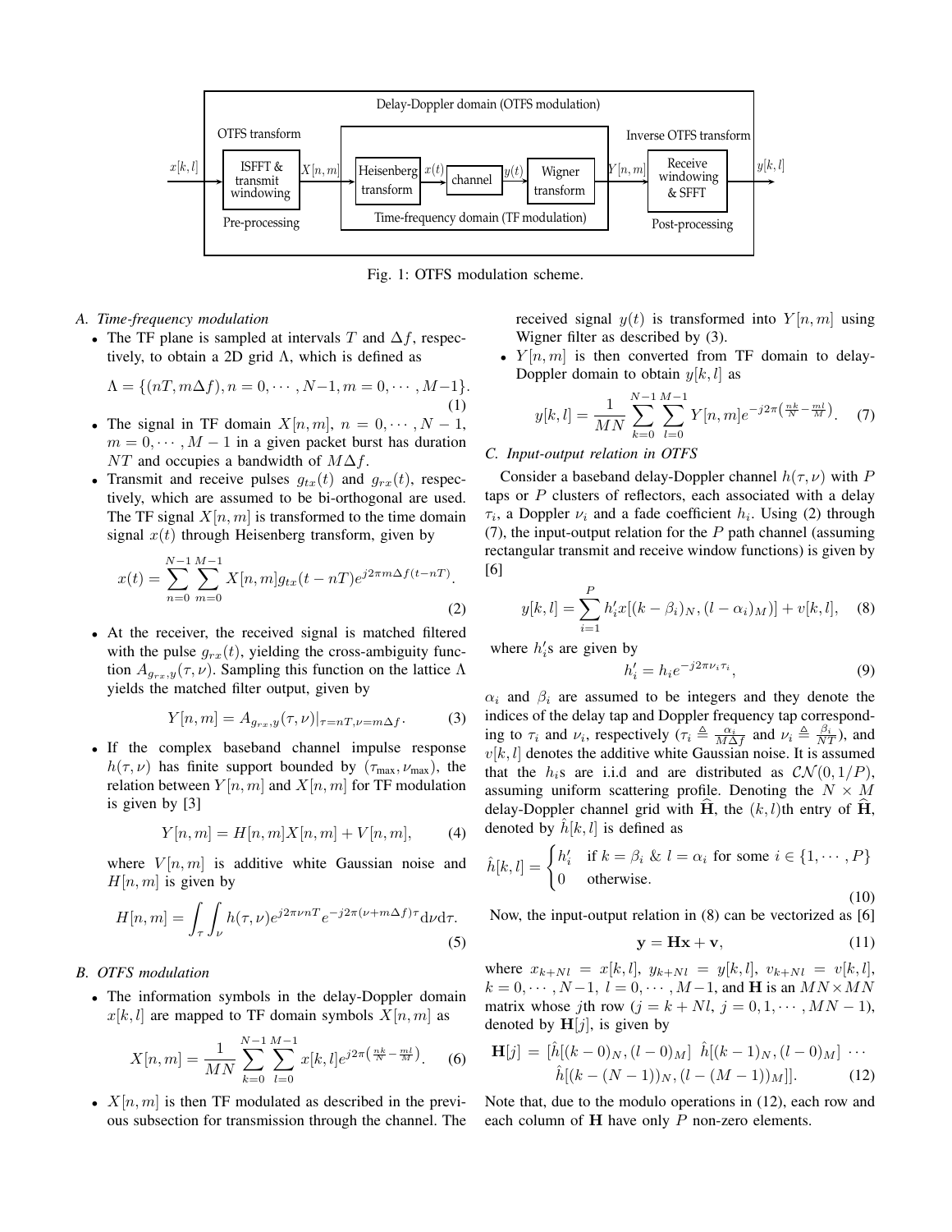Delay-Doppler domain (OTFS modulation)

OTFS transform | ISFFT & transmit windowing | Pre-processing | Heisenberg transform | channel | Wigner transform | Time-frequency domain (TF modulation) | Inverse OTFS transform | Receive windowing & SFFT | Post-processing

Fig. 1: OTFS modulation scheme.

### A. Time-frequency modulation

- The TF plane is sampled at intervals $T$ and $\Delta f$, respectively, to obtain a 2D grid $\Lambda$, which is defined as

$$\Lambda = \{(nT, m\Delta f), n = 0, \cdots, N-1, m = 0, \cdots, M-1\}. \tag{1}$$

- The signal in TF domain $X[n,m]$, $n = 0, \cdots, N-1$, $m = 0, \cdots, M-1$ in a given packet burst has duration $NT$ and occupies a bandwidth of $M\Delta f$.
- Transmit and receive pulses $g_{tx}(t)$ and $g_{rx}(t)$, respectively, which are assumed to be bi-orthogonal are used. The TF signal $X[n,m]$ is transformed to the time domain signal $x(t)$ through Heisenberg transform, given by

$$x(t) = \sum_{n=0}^{N-1}\sum_{m=0}^{M-1} X[n,m] g_{tx}(t-nT) e^{j2\pi m\Delta f(t-nT)}. \tag{2}$$

- At the receiver, the received signal is matched filtered with the pulse $g_{rx}(t)$, yielding the cross-ambiguity function $A_{g_{rx},y}(\tau,\nu)$. Sampling this function on the lattice $\Lambda$ yields the matched filter output, given by

$$Y[n,m] = A_{g_{rx},y}(\tau,\nu)|_{\tau=nT, \nu=m\Delta f}. \tag{3}$$

- If the complex baseband channel impulse response $h(\tau,\nu)$ has finite support bounded by $(\tau_{\text{max}}, \nu_{\text{max}})$, the relation between $Y[n,m]$ and $X[n,m]$ for TF modulation is given by [3]

$$Y[n,m] = H[n,m]X[n,m] + V[n,m], \tag{4}$$

where $V[n,m]$ is additive white Gaussian noise and $H[n,m]$ is given by

$$H[n,m] = \int_\tau \int_\nu h(\tau,\nu) e^{j2\pi\nu nT} e^{-j2\pi(\nu+m\Delta f)\tau} \mathrm{d}\nu \mathrm{d}\tau. \tag{5}$$

### B. OTFS modulation

- The information symbols in the delay-Doppler domain $x[k,l]$ are mapped to TF domain symbols $X[n,m]$ as

$$X[n,m] = \frac{1}{MN}\sum_{k=0}^{N-1}\sum_{l=0}^{M-1} x[k,l] e^{j2\pi\left(\frac{nk}{N} - \frac{ml}{M}\right)}. \tag{6}$$

- $X[n,m]$ is then TF modulated as described in the previous subsection for transmission through the channel. The received signal $y(t)$ is transformed into $Y[n,m]$ using Wigner filter as described by (3).
- $Y[n,m]$ is then converted from TF domain to delay-Doppler domain to obtain $y[k,l]$ as

$$y[k,l] = \frac{1}{MN}\sum_{k=0}^{N-1}\sum_{l=0}^{M-1} Y[n,m] e^{-j2\pi\left(\frac{nk}{N} - \frac{ml}{M}\right)}. \tag{7}$$

### C. Input-output relation in OTFS

Consider a baseband delay-Doppler channel $h(\tau,\nu)$ with $P$ taps or $P$ clusters of reflectors, each associated with a delay $\tau_i$, a Doppler $\nu_i$ and a fade coefficient $h_i$. Using (2) through (7), the input-output relation for the $P$ path channel (assuming rectangular transmit and receive window functions) is given by [6]

$$y[k,l] = \sum_{i=1}^{P} h'_i x[(k-\beta_i)_N, (l-\alpha_i)_M)] + v[k,l], \tag{8}$$

where $h'_i$s are given by

$$h'_i = h_i e^{-j2\pi\nu_i\tau_i}, \tag{9}$$

$\alpha_i$ and $\beta_i$ are assumed to be integers and they denote the indices of the delay tap and Doppler frequency tap corresponding to $\tau_i$ and $\nu_i$, respectively ($\tau_i \triangleq \frac{\alpha_i}{M\Delta f}$ and $\nu_i \triangleq \frac{\beta_i}{NT}$), and $v[k,l]$ denotes the additive white Gaussian noise. It is assumed that the $h_i$s are i.i.d and are distributed as $\mathcal{CN}(0, 1/P)$, assuming uniform scattering profile. Denoting the $N \times M$ delay-Doppler channel grid with $\widehat{\mathbf{H}}$, the $(k,l)$th entry of $\widehat{\mathbf{H}}$, denoted by $\hat{h}[k,l]$ is defined as

$$\hat{h}[k,l] = \begin{cases} h'_i & \text{if } k = \beta_i \text{ \& } l = \alpha_i \text{ for some } i \in \{1, \cdots, P\} \\ 0 & \text{otherwise.} \end{cases} \tag{10}$$

Now, the input-output relation in (8) can be vectorized as [6]

$$\mathbf{y} = \mathbf{H}\mathbf{x} + \mathbf{v}, \tag{11}$$

where $x_{k+Nl} = x[k,l]$, $y_{k+Nl} = y[k,l]$, $v_{k+Nl} = v[k,l]$, $k = 0, \cdots, N-1$, $l = 0, \cdots, M-1$, and $\mathbf{H}$ is an $MN \times MN$ matrix whose $j$th row ($j = k + Nl$, $j = 0, 1, \cdots, MN-1$), denoted by $\mathbf{H}[j]$, is given by

$$\mathbf{H}[j] = [\hat{h}[(k-0)_N, (l-0)_M] \;\; \hat{h}[(k-1)_N, (l-0)_M] \;\; \cdots \\ \hat{h}[(k-(N-1))_N, (l-(M-1))_M]]. \tag{12}$$

Note that, due to the modulo operations in (12), each row and each column of $\mathbf{H}$ have only $P$ non-zero elements.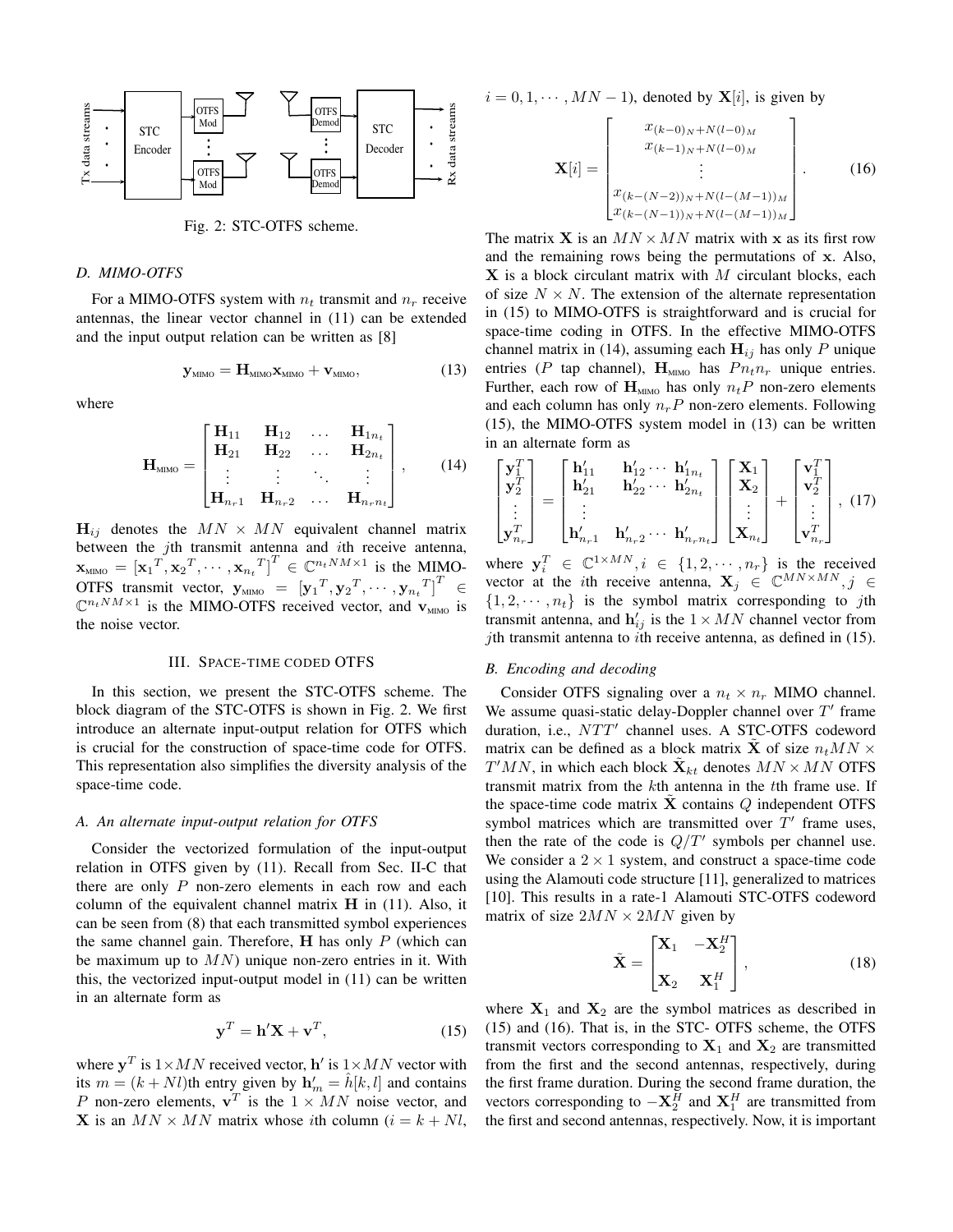Fig. 2: STC-OTFS scheme.

### D. MIMO-OTFS

For a MIMO-OTFS system with $n_t$ transmit and $n_r$ receive antennas, the linear vector channel in (11) can be extended and the input output relation can be written as [8]

$$\mathbf{y}_{\text{MIMO}} = \mathbf{H}_{\text{MIMO}}\mathbf{x}_{\text{MIMO}} + \mathbf{v}_{\text{MIMO}}, \tag{13}$$

where

$$\mathbf{H}_{\text{MIMO}} = \begin{bmatrix} \mathbf{H}_{11} & \mathbf{H}_{12} & \dots & \mathbf{H}_{1n_t} \\ \mathbf{H}_{21} & \mathbf{H}_{22} & \dots & \mathbf{H}_{2n_t} \\ \vdots & \vdots & \ddots & \vdots \\ \mathbf{H}_{n_r1} & \mathbf{H}_{n_r2} & \dots & \mathbf{H}_{n_rn_t} \end{bmatrix}, \tag{14}$$

$\mathbf{H}_{ij}$ denotes the $MN \times MN$ equivalent channel matrix between the $j$th transmit antenna and $i$th receive antenna, $\mathbf{x}_{\text{MIMO}} = [\mathbf{x}_1{}^T, \mathbf{x}_2{}^T, \cdots, \mathbf{x}_{n_t}{}^T]^T \in \mathbb{C}^{n_tNM\times 1}$ is the MIMO-OTFS transmit vector, $\mathbf{y}_{\text{MIMO}} = [\mathbf{y}_1{}^T, \mathbf{y}_2{}^T, \cdots, \mathbf{y}_{n_t}{}^T]^T \in \mathbb{C}^{n_tNM\times 1}$ is the MIMO-OTFS received vector, and $\mathbf{v}_{\text{MIMO}}$ is the noise vector.

## III. SPACE-TIME CODED OTFS

In this section, we present the STC-OTFS scheme. The block diagram of the STC-OTFS is shown in Fig. 2. We first introduce an alternate input-output relation for OTFS which is crucial for the construction of space-time code for OTFS. This representation also simplifies the diversity analysis of the space-time code.

### A. An alternate input-output relation for OTFS

Consider the vectorized formulation of the input-output relation in OTFS given by (11). Recall from Sec. II-C that there are only $P$ non-zero elements in each row and each column of the equivalent channel matrix $\mathbf{H}$ in (11). Also, it can be seen from (8) that each transmitted symbol experiences the same channel gain. Therefore, $\mathbf{H}$ has only $P$ (which can be maximum up to $MN$) unique non-zero entries in it. With this, the vectorized input-output model in (11) can be written in an alternate form as

$$\mathbf{y}^T = \mathbf{h}'\mathbf{X} + \mathbf{v}^T, \tag{15}$$

where $\mathbf{y}^T$ is $1\times MN$ received vector, $\mathbf{h}'$ is $1\times MN$ vector with its $m = (k + Nl)$th entry given by $\mathbf{h}'_m = \hat{h}[k, l]$ and contains $P$ non-zero elements, $\mathbf{v}^T$ is the $1 \times MN$ noise vector, and $\mathbf{X}$ is an $MN \times MN$ matrix whose $i$th column ($i = k + Nl$, $i = 0, 1, \cdots, MN - 1$), denoted by $\mathbf{X}[i]$, is given by

$$\mathbf{X}[i] = \begin{bmatrix} x_{(k-0)_N+N(l-0)_M} \\ x_{(k-1)_N+N(l-0)_M} \\ \vdots \\ x_{(k-(N-2))_N+N(l-(M-1))_M} \\ x_{(k-(N-1))_N+N(l-(M-1))_M} \end{bmatrix}. \tag{16}$$

The matrix $\mathbf{X}$ is an $MN \times MN$ matrix with $\mathbf{x}$ as its first row and the remaining rows being the permutations of $\mathbf{x}$. Also, $\mathbf{X}$ is a block circulant matrix with $M$ circulant blocks, each of size $N \times N$. The extension of the alternate representation in (15) to MIMO-OTFS is straightforward and is crucial for space-time coding in OTFS. In the effective MIMO-OTFS channel matrix in (14), assuming each $\mathbf{H}_{ij}$ has only $P$ unique entries ($P$ tap channel), $\mathbf{H}_{\text{MIMO}}$ has $Pn_tn_r$ unique entries. Further, each row of $\mathbf{H}_{\text{MIMO}}$ has only $n_tP$ non-zero elements and each column has only $n_rP$ non-zero elements. Following (15), the MIMO-OTFS system model in (13) can be written in an alternate form as

$$\begin{bmatrix} \mathbf{y}_1^T \\ \mathbf{y}_2^T \\ \vdots \\ \mathbf{y}_{n_r}^T \end{bmatrix} = \begin{bmatrix} \mathbf{h}'_{11} & \mathbf{h}'_{12} \cdots \mathbf{h}'_{1n_t} \\ \mathbf{h}'_{21} & \mathbf{h}'_{22} \cdots \mathbf{h}'_{2n_t} \\ \vdots & \\ \mathbf{h}'_{n_r1} & \mathbf{h}'_{n_r2} \cdots \mathbf{h}'_{n_rn_t} \end{bmatrix} \begin{bmatrix} \mathbf{X}_1 \\ \mathbf{X}_2 \\ \vdots \\ \mathbf{X}_{n_t} \end{bmatrix} + \begin{bmatrix} \mathbf{v}_1^T \\ \mathbf{v}_2^T \\ \vdots \\ \mathbf{v}_{n_r}^T \end{bmatrix}, \tag{17}$$

where $\mathbf{y}_i^T \in \mathbb{C}^{1\times MN}, i \in \{1, 2, \cdots, n_r\}$ is the received vector at the $i$th receive antenna, $\mathbf{X}_j \in \mathbb{C}^{MN\times MN}, j \in \{1, 2, \cdots, n_t\}$ is the symbol matrix corresponding to $j$th transmit antenna, and $\mathbf{h}'_{ij}$ is the $1 \times MN$ channel vector from $j$th transmit antenna to $i$th receive antenna, as defined in (15).

### B. Encoding and decoding

Consider OTFS signaling over a $n_t \times n_r$ MIMO channel. We assume quasi-static delay-Doppler channel over $T'$ frame duration, i.e., $NTT'$ channel uses. A STC-OTFS codeword matrix can be defined as a block matrix $\tilde{\mathbf{X}}$ of size $n_tMN \times T'MN$, in which each block $\tilde{\mathbf{X}}_{kt}$ denotes $MN \times MN$ OTFS transmit matrix from the $k$th antenna in the $t$th frame use. If the space-time code matrix $\tilde{\mathbf{X}}$ contains $Q$ independent OTFS symbol matrices which are transmitted over $T'$ frame uses, then the rate of the code is $Q/T'$ symbols per channel use. We consider a $2 \times 1$ system, and construct a space-time code using the Alamouti code structure [11], generalized to matrices [10]. This results in a rate-1 Alamouti STC-OTFS codeword matrix of size $2MN \times 2MN$ given by

$$\tilde{\mathbf{X}} = \begin{bmatrix} \mathbf{X}_1 & -\mathbf{X}_2^H \\ \mathbf{X}_2 & \mathbf{X}_1^H \end{bmatrix}, \tag{18}$$

where $\mathbf{X}_1$ and $\mathbf{X}_2$ are the symbol matrices as described in (15) and (16). That is, in the STC- OTFS scheme, the OTFS transmit vectors corresponding to $\mathbf{X}_1$ and $\mathbf{X}_2$ are transmitted from the first and the second antennas, respectively, during the first frame duration. During the second frame duration, the vectors corresponding to $-\mathbf{X}_2^H$ and $\mathbf{X}_1^H$ are transmitted from the first and second antennas, respectively. Now, it is important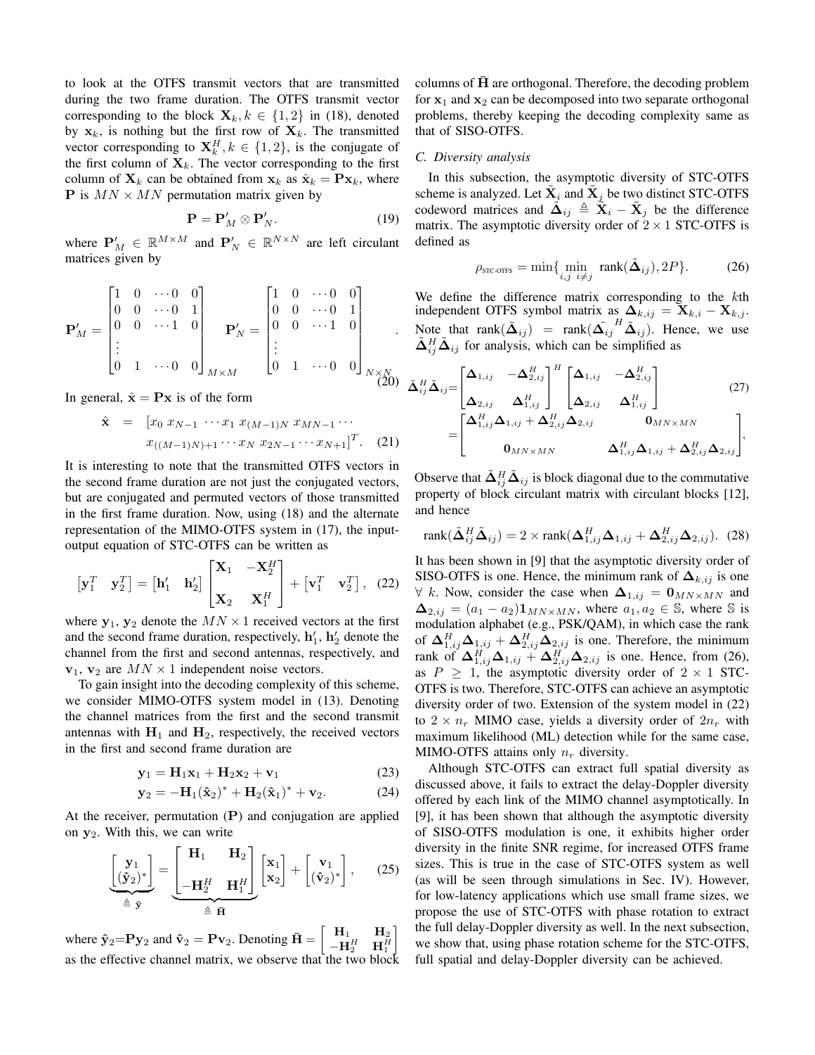to look at the OTFS transmit vectors that are transmitted during the two frame duration. The OTFS transmit vector corresponding to the block $\mathbf{X}_k, k \in \{1,2\}$ in (18), denoted by $\mathbf{x}_k$, is nothing but the first row of $\mathbf{X}_k$. The transmitted vector corresponding to $\mathbf{X}_k^H, k \in \{1,2\}$, is the conjugate of the first column of $\mathbf{X}_k$. The vector corresponding to the first column of $\mathbf{X}_k$ can be obtained from $\mathbf{x}_k$ as $\hat{\mathbf{x}}_k = \mathbf{P}\mathbf{x}_k$, where $\mathbf{P}$ is $MN \times MN$ permutation matrix given by

$$\mathbf{P} = \mathbf{P}'_M \otimes \mathbf{P}'_N. \tag{19}$$

where $\mathbf{P}'_M \in \mathbb{R}^{M\times M}$ and $\mathbf{P}'_N \in \mathbb{R}^{N\times N}$ are left circulant matrices given by

$$\mathbf{P}'_M = \begin{bmatrix} 1 & 0 & \cdots 0 & 0 \\ 0 & 0 & \cdots 0 & 1 \\ 0 & 0 & \cdots 1 & 0 \\ \vdots & & & \\ 0 & 1 & \cdots 0 & 0 \end{bmatrix}_{M\times M} \quad \mathbf{P}'_N = \begin{bmatrix} 1 & 0 & \cdots 0 & 0 \\ 0 & 0 & \cdots 0 & 1 \\ 0 & 0 & \cdots 1 & 0 \\ \vdots & & & \\ 0 & 1 & \cdots 0 & 0 \end{bmatrix}_{N\times N}. \tag{20}$$

In general, $\hat{\mathbf{x}} = \mathbf{P}\mathbf{x}$ is of the form

$$\hat{\mathbf{x}} = [x_0 \; x_{N-1} \; \cdots x_1 \; x_{(M-1)N} \; x_{MN-1} \cdots x_{((M-1)N)+1} \cdots x_N \; x_{2N-1} \cdots x_{N+1}]^T. \tag{21}$$

It is interesting to note that the transmitted OTFS vectors in the second frame duration are not just the conjugated vectors, but are conjugated and permuted vectors of those transmitted in the first frame duration. Now, using (18) and the alternate representation of the MIMO-OTFS system in (17), the input-output equation of STC-OTFS can be written as

$$\begin{bmatrix} \mathbf{y}_1^T & \mathbf{y}_2^T \end{bmatrix} = \begin{bmatrix} \mathbf{h}'_1 & \mathbf{h}'_2 \end{bmatrix} \begin{bmatrix} \mathbf{X}_1 & -\mathbf{X}_2^H \\ \mathbf{X}_2 & \mathbf{X}_1^H \end{bmatrix} + \begin{bmatrix} \mathbf{v}_1^T & \mathbf{v}_2^T \end{bmatrix}, \tag{22}$$

where $\mathbf{y}_1, \mathbf{y}_2$ denote the $MN \times 1$ received vectors at the first and the second frame duration, respectively, $\mathbf{h}'_1, \mathbf{h}'_2$ denote the channel from the first and second antennas, respectively, and $\mathbf{v}_1, \mathbf{v}_2$ are $MN \times 1$ independent noise vectors.

To gain insight into the decoding complexity of this scheme, we consider MIMO-OTFS system model in (13). Denoting the channel matrices from the first and the second transmit antennas with $\mathbf{H}_1$ and $\mathbf{H}_2$, respectively, the received vectors in the first and second frame duration are

$$\mathbf{y}_1 = \mathbf{H}_1\mathbf{x}_1 + \mathbf{H}_2\mathbf{x}_2 + \mathbf{v}_1 \tag{23}$$

$$\mathbf{y}_2 = -\mathbf{H}_1(\hat{\mathbf{x}}_2)^* + \mathbf{H}_2(\hat{\mathbf{x}}_1)^* + \mathbf{v}_2. \tag{24}$$

At the receiver, permutation ($\mathbf{P}$) and conjugation are applied on $\mathbf{y}_2$. With this, we can write

$$\underbrace{\begin{bmatrix} \mathbf{y}_1 \\ (\hat{\mathbf{y}}_2)^* \end{bmatrix}}_{\triangleq\, \bar{\mathbf{y}}} = \underbrace{\begin{bmatrix} \mathbf{H}_1 & \mathbf{H}_2 \\ -\mathbf{H}_2^H & \mathbf{H}_1^H \end{bmatrix}}_{\triangleq\, \bar{\mathbf{H}}} \begin{bmatrix} \mathbf{x}_1 \\ \mathbf{x}_2 \end{bmatrix} + \begin{bmatrix} \mathbf{v}_1 \\ (\hat{\mathbf{v}}_2)^* \end{bmatrix}, \tag{25}$$

where $\hat{\mathbf{y}}_2 = \mathbf{P}\mathbf{y}_2$ and $\hat{\mathbf{v}}_2 = \mathbf{P}\mathbf{v}_2$. Denoting $\bar{\mathbf{H}} = \begin{bmatrix} \mathbf{H}_1 & \mathbf{H}_2 \\ -\mathbf{H}_2^H & \mathbf{H}_1^H \end{bmatrix}$ as the effective channel matrix, we observe that the two block columns of $\bar{\mathbf{H}}$ are orthogonal. Therefore, the decoding problem for $\mathbf{x}_1$ and $\mathbf{x}_2$ can be decomposed into two separate orthogonal problems, thereby keeping the decoding complexity same as that of SISO-OTFS.

### C. Diversity analysis

In this subsection, the asymptotic diversity of STC-OTFS scheme is analyzed. Let $\tilde{\mathbf{X}}_i$ and $\tilde{\mathbf{X}}_j$ be two distinct STC-OTFS codeword matrices and $\tilde{\mathbf{\Delta}}_{ij} \triangleq \tilde{\mathbf{X}}_i - \tilde{\mathbf{X}}_j$ be the difference matrix. The asymptotic diversity order of $2\times 1$ STC-OTFS is defined as

$$\rho_{\text{STC-OTFS}} = \min\{\min_{i,j\; i\neq j} \text{rank}(\tilde{\mathbf{\Delta}}_{ij}), 2P\}. \tag{26}$$

We define the difference matrix corresponding to the $k$th independent OTFS symbol matrix as $\mathbf{\Delta}_{k,ij} = \mathbf{X}_{k,i} - \mathbf{X}_{k,j}$. Note that $\text{rank}(\tilde{\mathbf{\Delta}}_{ij}) = \text{rank}(\tilde{\mathbf{\Delta}}_{ij}^H \tilde{\mathbf{\Delta}}_{ij})$. Hence, we use $\tilde{\mathbf{\Delta}}_{ij}^H \tilde{\mathbf{\Delta}}_{ij}$ for analysis, which can be simplified as

$$\begin{aligned} \tilde{\mathbf{\Delta}}_{ij}^H \tilde{\mathbf{\Delta}}_{ij} &= \begin{bmatrix} \mathbf{\Delta}_{1,ij} & -\mathbf{\Delta}_{2,ij}^H \\ \mathbf{\Delta}_{2,ij} & \mathbf{\Delta}_{1,ij}^H \end{bmatrix}^H \begin{bmatrix} \mathbf{\Delta}_{1,ij} & -\mathbf{\Delta}_{2,ij}^H \\ \mathbf{\Delta}_{2,ij} & \mathbf{\Delta}_{1,ij}^H \end{bmatrix} \\ &= \begin{bmatrix} \mathbf{\Delta}_{1,ij}^H\mathbf{\Delta}_{1,ij} + \mathbf{\Delta}_{2,ij}^H\mathbf{\Delta}_{2,ij} & \mathbf{0}_{MN\times MN} \\ \mathbf{0}_{MN\times MN} & \mathbf{\Delta}_{1,ij}^H\mathbf{\Delta}_{1,ij} + \mathbf{\Delta}_{2,ij}^H\mathbf{\Delta}_{2,ij} \end{bmatrix}, \end{aligned} \tag{27}$$

Observe that $\tilde{\mathbf{\Delta}}_{ij}^H \tilde{\mathbf{\Delta}}_{ij}$ is block diagonal due to the commutative property of block circulant matrix with circulant blocks [12], and hence

$$\text{rank}(\tilde{\mathbf{\Delta}}_{ij}^H \tilde{\mathbf{\Delta}}_{ij}) = 2 \times \text{rank}(\mathbf{\Delta}_{1,ij}^H\mathbf{\Delta}_{1,ij} + \mathbf{\Delta}_{2,ij}^H\mathbf{\Delta}_{2,ij}). \tag{28}$$

It has been shown in [9] that the asymptotic diversity order of SISO-OTFS is one. Hence, the minimum rank of $\mathbf{\Delta}_{k,ij}$ is one $\forall\; k$. Now, consider the case when $\mathbf{\Delta}_{1,ij} = \mathbf{0}_{MN\times MN}$ and $\mathbf{\Delta}_{2,ij} = (a_1 - a_2)\mathbf{1}_{MN\times MN}$, where $a_1, a_2 \in \mathbb{S}$, where $\mathbb{S}$ is modulation alphabet (e.g., PSK/QAM), in which case the rank of $\mathbf{\Delta}_{1,ij}^H\mathbf{\Delta}_{1,ij} + \mathbf{\Delta}_{2,ij}^H\mathbf{\Delta}_{2,ij}$ is one. Therefore, the minimum rank of $\mathbf{\Delta}_{1,ij}^H\mathbf{\Delta}_{1,ij} + \mathbf{\Delta}_{2,ij}^H\mathbf{\Delta}_{2,ij}$ is one. Hence, from (26), as $P \geq 1$, the asymptotic diversity order of $2\times 1$ STC-OTFS is two. Therefore, STC-OTFS can achieve an asymptotic diversity order of two. Extension of the system model in (22) to $2 \times n_r$ MIMO case, yields a diversity order of $2n_r$ with maximum likelihood (ML) detection while for the same case, MIMO-OTFS attains only $n_r$ diversity.

Although STC-OTFS can extract full spatial diversity as discussed above, it fails to extract the delay-Doppler diversity offered by each link of the MIMO channel asymptotically. In [9], it has been shown that although the asymptotic diversity of SISO-OTFS modulation is one, it exhibits higher order diversity in the finite SNR regime, for increased OTFS frame sizes. This is true in the case of STC-OTFS system as well (as will be seen through simulations in Sec. IV). However, for low-latency applications which use small frame sizes, we propose the use of STC-OTFS with phase rotation to extract the full delay-Doppler diversity as well. In the next subsection, we show that, using phase rotation scheme for the STC-OTFS, full spatial and delay-Doppler diversity can be achieved.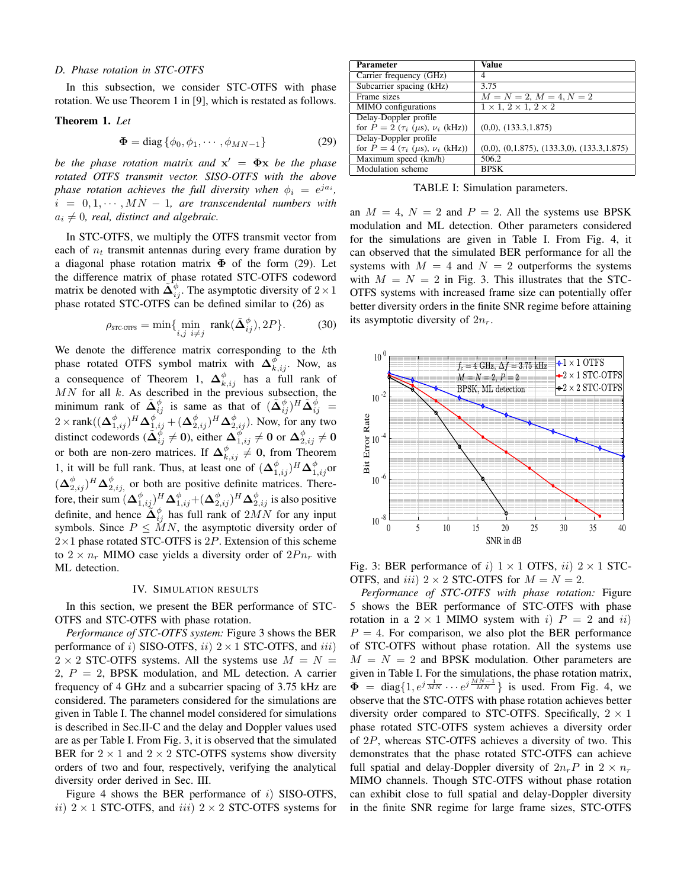### D. Phase rotation in STC-OTFS

In this subsection, we consider STC-OTFS with phase rotation. We use Theorem 1 in [9], which is restated as follows.

**Theorem 1.** *Let*

$$\mathbf{\Phi} = \text{diag}\left\{\phi_0, \phi_1, \cdots, \phi_{MN-1}\right\} \tag{29}$$

*be the phase rotation matrix and $\mathbf{x}' = \mathbf{\Phi}\mathbf{x}$ be the phase rotated OTFS transmit vector. SISO-OTFS with the above phase rotation achieves the full diversity when $\phi_i = e^{ja_i}$, $i = 0, 1, \cdots, MN-1$, are transcendental numbers with $a_i \neq 0$, real, distinct and algebraic.*

In STC-OTFS, we multiply the OTFS transmit vector from each of $n_t$ transmit antennas during every frame duration by a diagonal phase rotation matrix $\mathbf{\Phi}$ of the form (29). Let the difference matrix of phase rotated STC-OTFS codeword matrix be denoted with $\tilde{\mathbf{\Delta}}^{\phi}_{ij}$. The asymptotic diversity of $2\times 1$ phase rotated STC-OTFS can be defined similar to (26) as

$$\rho_{\text{STC-OTFS}} = \min\{\min_{i,j\ i\neq j} \text{rank}(\tilde{\mathbf{\Delta}}^{\phi}_{ij}), 2P\}. \tag{30}$$

We denote the difference matrix corresponding to the $k$th phase rotated OTFS symbol matrix with $\mathbf{\Delta}^{\phi}_{k,ij}$. Now, as a consequence of Theorem 1, $\mathbf{\Delta}^{\phi}_{k,ij}$ has a full rank of $MN$ for all $k$. As described in the previous subsection, the minimum rank of $\tilde{\mathbf{\Delta}}^{\phi}_{ij}$ is same as that of $(\tilde{\mathbf{\Delta}}^{\phi}_{ij})^H\tilde{\mathbf{\Delta}}^{\phi}_{ij} = 2\times\text{rank}((\mathbf{\Delta}^{\phi}_{1,ij})^H\mathbf{\Delta}^{\phi}_{1,ij} + (\mathbf{\Delta}^{\phi}_{2,ij})^H\mathbf{\Delta}^{\phi}_{2,ij})$. Now, for any two distinct codewords ($\tilde{\mathbf{\Delta}}^{\phi}_{ij} \neq \mathbf{0}$), either $\mathbf{\Delta}^{\phi}_{1,ij} \neq \mathbf{0}$ or $\mathbf{\Delta}^{\phi}_{2,ij} \neq \mathbf{0}$ or both are non-zero matrices. If $\mathbf{\Delta}^{\phi}_{k,ij} \neq \mathbf{0}$, from Theorem 1, it will be full rank. Thus, at least one of $(\mathbf{\Delta}^{\phi}_{1,ij})^H\mathbf{\Delta}^{\phi}_{1,ij}$ or $(\mathbf{\Delta}^{\phi}_{2,ij})^H\mathbf{\Delta}^{\phi}_{2,ij}$, or both are positive definite matrices. Therefore, their sum $(\mathbf{\Delta}^{\phi}_{1,ij})^H\mathbf{\Delta}^{\phi}_{1,ij} + (\mathbf{\Delta}^{\phi}_{2,ij})^H\mathbf{\Delta}^{\phi}_{2,ij}$ is also positive definite, and hence $\tilde{\mathbf{\Delta}}^{\phi}_{ij}$ has full rank of $2MN$ for any input symbols. Since $P \leq MN$, the asymptotic diversity order of $2\times 1$ phase rotated STC-OTFS is $2P$. Extension of this scheme to $2\times n_r$ MIMO case yields a diversity order of $2Pn_r$ with ML detection.

## IV. Simulation Results

In this section, we present the BER performance of STC-OTFS and STC-OTFS with phase rotation.

*Performance of STC-OTFS system:* Figure 3 shows the BER performance of $i)$ SISO-OTFS, $ii)$ $2\times 1$ STC-OTFS, and $iii)$ $2\times 2$ STC-OTFS systems. All the systems use $M = N = 2$, $P = 2$, BPSK modulation, and ML detection. A carrier frequency of 4 GHz and a subcarrier spacing of 3.75 kHz are considered. The parameters considered for the simulations are given in Table I. The channel model considered for simulations is described in Sec.II-C and the delay and Doppler values used are as per Table I. From Fig. 3, it is observed that the simulated BER for $2\times 1$ and $2\times 2$ STC-OTFS systems show diversity orders of two and four, respectively, verifying the analytical diversity order derived in Sec. III.

Figure 4 shows the BER performance of $i)$ SISO-OTFS, $ii)$ $2\times 1$ STC-OTFS, and $iii)$ $2\times 2$ STC-OTFS systems for an $M = 4$, $N = 2$ and $P = 2$. All the systems use BPSK modulation and ML detection. Other parameters considered for the simulations are given in Table I. From Fig. 4, it can observed that the simulated BER performance for all the systems with $M = 4$ and $N = 2$ outperforms the systems with $M = N = 2$ in Fig. 3. This illustrates that the STC-OTFS systems with increased frame size can potentially offer better diversity orders in the finite SNR regime before attaining its asymptotic diversity of $2n_r$.

| Parameter | Value |
|---|---|
| Carrier frequency (GHz) | 4 |
| Subcarrier spacing (kHz) | 3.75 |
| Frame sizes | $M = N = 2$, $M = 4, N = 2$ |
| MIMO configurations | $1\times 1$, $2\times 1$, $2\times 2$ |
| Delay-Doppler profile for $P = 2$ ($\tau_i$ ($\mu$s), $\nu_i$ (kHz)) | (0,0), (133.3,1.875) |
| Delay-Doppler profile for $P = 4$ ($\tau_i$ ($\mu$s), $\nu_i$ (kHz)) | (0,0), (0,1.875), (133.3,0), (133.3,1.875) |
| Maximum speed (km/h) | 506.2 |
| Modulation scheme | BPSK |

TABLE I: Simulation parameters.

Fig. 3: BER performance of $i)$ $1\times 1$ OTFS, $ii)$ $2\times 1$ STC-OTFS, and $iii)$ $2\times 2$ STC-OTFS for $M = N = 2$.

*Performance of STC-OTFS with phase rotation:* Figure 5 shows the BER performance of STC-OTFS with phase rotation in a $2\times 1$ MIMO system with $i)$ $P = 2$ and $ii)$ $P = 4$. For comparison, we also plot the BER performance of STC-OTFS without phase rotation. All the systems use $M = N = 2$ and BPSK modulation. Other parameters are given in Table I. For the simulations, the phase rotation matrix, $\mathbf{\Phi} = \text{diag}\{1, e^{j\frac{1}{MN}} \cdots e^{j\frac{MN-1}{MN}}\}$ is used. From Fig. 4, we observe that the STC-OTFS with phase rotation achieves better diversity order compared to STC-OTFS. Specifically, $2\times 1$ phase rotated STC-OTFS system achieves a diversity order of $2P$, whereas STC-OTFS achieves a diversity of two. This demonstrates that the phase rotated STC-OTFS can achieve full spatial and delay-Doppler diversity of $2n_rP$ in $2\times n_r$ MIMO channels. Though STC-OTFS without phase rotation can exhibit close to full spatial and delay-Doppler diversity in the finite SNR regime for large frame sizes, STC-OTFS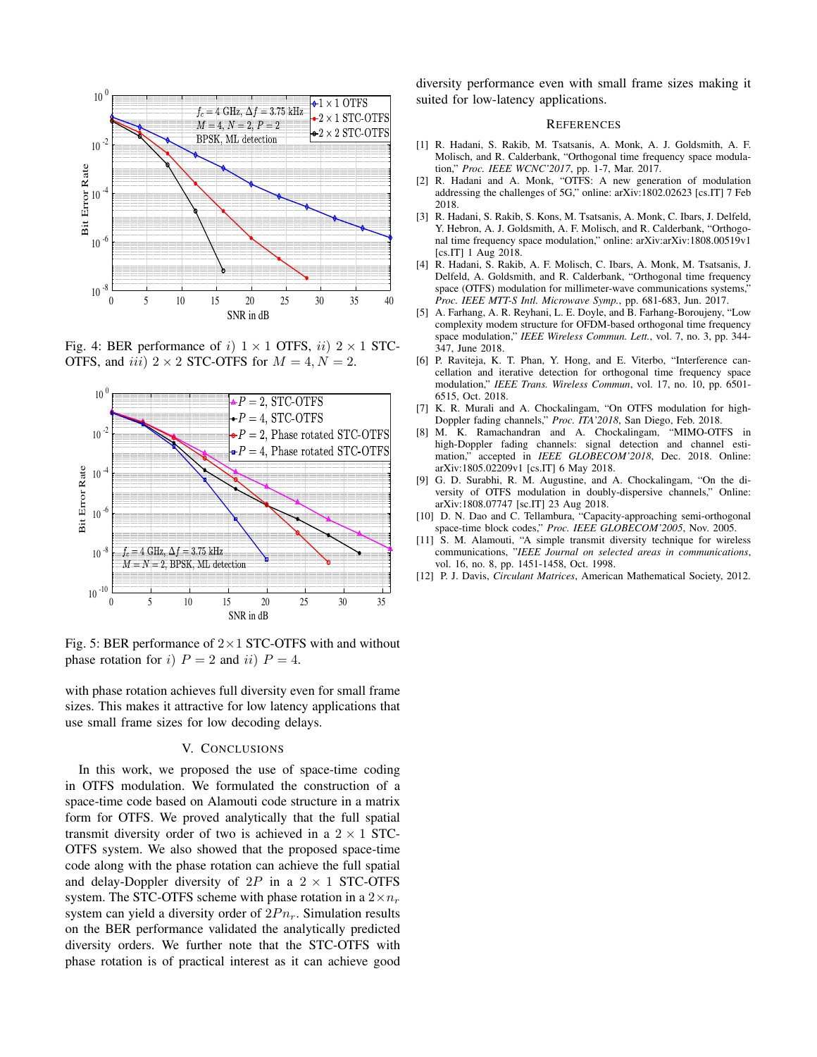$f_c = 4$ GHz, $\Delta f = 3.75$ kHz
$M = 4, N = 2, P = 2$
BPSK, ML detection

$1 \times 1$ OTFS
$2 \times 1$ STC-OTFS
$2 \times 2$ STC-OTFS

Bit Error Rate

SNR in dB

Fig. 4: BER performance of $i)$ $1 \times 1$ OTFS, $ii)$ $2 \times 1$ STC-OTFS, and $iii)$ $2 \times 2$ STC-OTFS for $M = 4, N = 2$.

$P = 2$, STC-OTFS
$P = 4$, STC-OTFS
$P = 2$, Phase rotated STC-OTFS
$P = 4$, Phase rotated STC-OTFS

$f_c = 4$ GHz, $\Delta f = 3.75$ kHz
$M = N = 2$, BPSK, ML detection

Bit Error Rate

SNR in dB

Fig. 5: BER performance of $2 \times 1$ STC-OTFS with and without phase rotation for $i)$ $P = 2$ and $ii)$ $P = 4$.

with phase rotation achieves full diversity even for small frame sizes. This makes it attractive for low latency applications that use small frame sizes for low decoding delays.

## V. Conclusions

In this work, we proposed the use of space-time coding in OTFS modulation. We formulated the construction of a space-time code based on Alamouti code structure in a matrix form for OTFS. We proved analytically that the full spatial transmit diversity order of two is achieved in a $2 \times 1$ STC-OTFS system. We also showed that the proposed space-time code along with the phase rotation can achieve the full spatial and delay-Doppler diversity of $2P$ in a $2 \times 1$ STC-OTFS system. The STC-OTFS scheme with phase rotation in a $2 \times n_r$ system can yield a diversity order of $2Pn_r$. Simulation results on the BER performance validated the analytically predicted diversity orders. We further note that the STC-OTFS with phase rotation is of practical interest as it can achieve good diversity performance even with small frame sizes making it suited for low-latency applications.

## References

[1] R. Hadani, S. Rakib, M. Tsatsanis, A. Monk, A. J. Goldsmith, A. F. Molisch, and R. Calderbank, "Orthogonal time frequency space modulation," *Proc. IEEE WCNC'2017*, pp. 1-7, Mar. 2017.

[2] R. Hadani and A. Monk, "OTFS: A new generation of modulation addressing the challenges of 5G," online: arXiv:1802.02623 [cs.IT] 7 Feb 2018.

[3] R. Hadani, S. Rakib, S. Kons, M. Tsatsanis, A. Monk, C. Ibars, J. Delfeld, Y. Hebron, A. J. Goldsmith, A. F. Molisch, and R. Calderbank, "Orthogonal time frequency space modulation," online: arXiv:arXiv:1808.00519v1 [cs.IT] 1 Aug 2018.

[4] R. Hadani, S. Rakib, A. F. Molisch, C. Ibars, A. Monk, M. Tsatsanis, J. Delfeld, A. Goldsmith, and R. Calderbank, "Orthogonal time frequency space (OTFS) modulation for millimeter-wave communications systems," *Proc. IEEE MTT-S Intl. Microwave Symp.*, pp. 681-683, Jun. 2017.

[5] A. Farhang, A. R. Reyhani, L. E. Doyle, and B. Farhang-Boroujeny, "Low complexity modem structure for OFDM-based orthogonal time frequency space modulation," *IEEE Wireless Commun. Lett.*, vol. 7, no. 3, pp. 344-347, June 2018.

[6] P. Raviteja, K. T. Phan, Y. Hong, and E. Viterbo, "Interference cancellation and iterative detection for orthogonal time frequency space modulation," *IEEE Trans. Wireless Commun*, vol. 17, no. 10, pp. 6501-6515, Oct. 2018.

[7] K. R. Murali and A. Chockalingam, "On OTFS modulation for high-Doppler fading channels," *Proc. ITA'2018*, San Diego, Feb. 2018.

[8] M. K. Ramachandran and A. Chockalingam, "MIMO-OTFS in high-Doppler fading channels: signal detection and channel estimation," accepted in *IEEE GLOBECOM'2018*, Dec. 2018. Online: arXiv:1805.02209v1 [cs.IT] 6 May 2018.

[9] G. D. Surabhi, R. M. Augustine, and A. Chockalingam, "On the diversity of OTFS modulation in doubly-dispersive channels," Online: arXiv:1808.07747 [sc.IT] 23 Aug 2018.

[10] D. N. Dao and C. Tellambura, "Capacity-approaching semi-orthogonal space-time block codes," *Proc. IEEE GLOBECOM'2005*, Nov. 2005.

[11] S. M. Alamouti, "A simple transmit diversity technique for wireless communications, "*IEEE Journal on selected areas in communications*, vol. 16, no. 8, pp. 1451-1458, Oct. 1998.

[12] P. J. Davis, *Circulant Matrices*, American Mathematical Society, 2012.